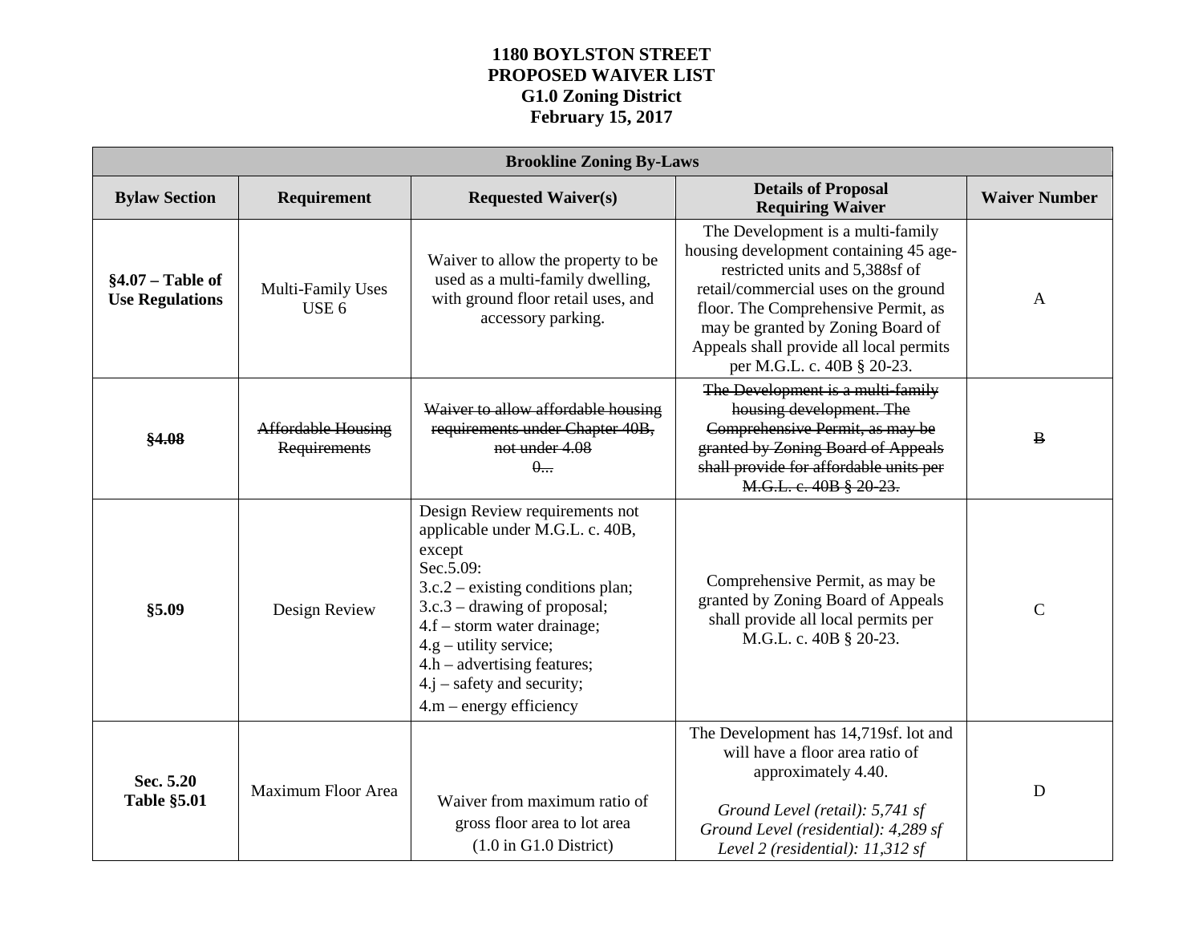**1180 BOYLSTON STREET**
**PROPOSED WAIVER LIST**
**G1.0 Zoning District**
**February 15, 2017**

| **Brookline Zoning By-Laws** | | | | |
|---|---|---|---|---|
| **Bylaw Section** | **Requirement** | **Requested Waiver(s)** | **Details of Proposal Requiring Waiver** | **Waiver Number** |
| **§4.07 – Table of Use Regulations** | Multi-Family Uses USE 6 | Waiver to allow the property to be used as a multi-family dwelling, with ground floor retail uses, and accessory parking. | The Development is a multi-family housing development containing 45 age-restricted units and 5,388sf of retail/commercial uses on the ground floor. The Comprehensive Permit, as may be granted by Zoning Board of Appeals shall provide all local permits per M.G.L. c. 40B § 20-23. | A |
| ~~**§4.08**~~ | ~~Affordable Housing Requirements~~ | ~~Waiver to allow affordable housing requirements under Chapter 40B, not under 4.08~~ ~~0...~~ | ~~The Development is a multi-family housing development. The Comprehensive Permit, as may be granted by Zoning Board of Appeals shall provide for affordable units per M.G.L. c. 40B § 20-23.~~ | ~~B~~ |
| **§5.09** | Design Review | Design Review requirements not applicable under M.G.L. c. 40B, except Sec.5.09:<br>3.c.2 – existing conditions plan;<br>3.c.3 – drawing of proposal;<br>4.f – storm water drainage;<br>4.g – utility service;<br>4.h – advertising features;<br>4.j – safety and security;<br>4.m – energy efficiency | Comprehensive Permit, as may be granted by Zoning Board of Appeals shall provide all local permits per M.G.L. c. 40B § 20-23. | C |
| **Sec. 5.20 Table §5.01** | Maximum Floor Area | Waiver from maximum ratio of gross floor area to lot area (1.0 in G1.0 District) | The Development has 14,719sf. lot and will have a floor area ratio of approximately 4.40.<br><br>*Ground Level (retail): 5,741 sf*<br>*Ground Level (residential): 4,289 sf*<br>*Level 2 (residential): 11,312 sf* | D |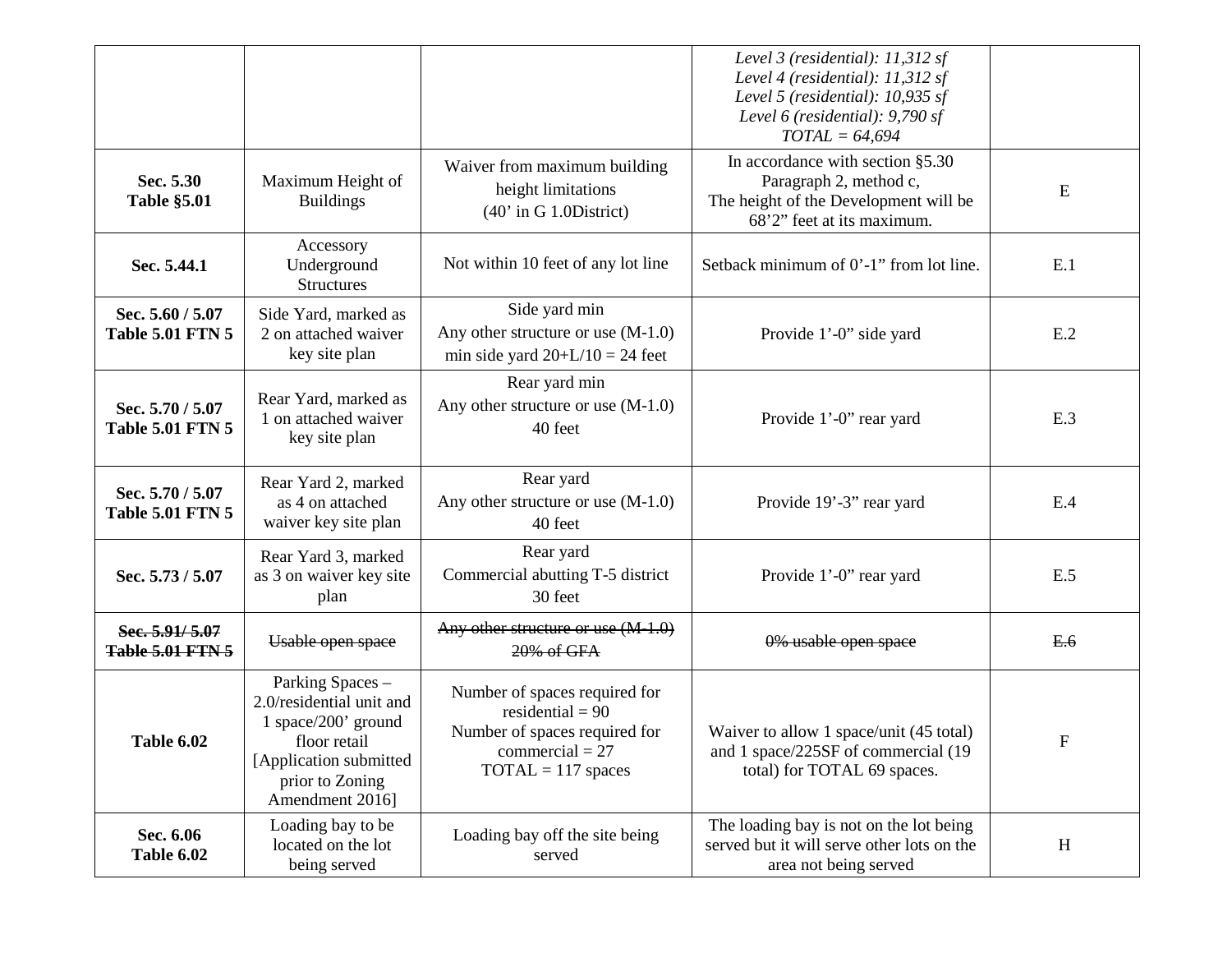| | | | *Level 3 (residential): 11,312 sf*<br>*Level 4 (residential): 11,312 sf*<br>*Level 5 (residential): 10,935 sf*<br>*Level 6 (residential): 9,790 sf*<br>*TOTAL = 64,694* | |
|---|---|---|---|---|
| **Sec. 5.30**<br>**Table §5.01** | Maximum Height of Buildings | Waiver from maximum building height limitations<br>(40' in G 1.0District) | In accordance with section §5.30 Paragraph 2, method c,<br>The height of the Development will be 68'2" feet at its maximum. | E |
| **Sec. 5.44.1** | Accessory Underground Structures | Not within 10 feet of any lot line | Setback minimum of 0'-1" from lot line. | E.1 |
| **Sec. 5.60 / 5.07**<br>**Table 5.01 FTN 5** | Side Yard, marked as 2 on attached waiver key site plan | Side yard min<br>Any other structure or use (M-1.0)<br>min side yard 20+L/10 = 24 feet | Provide 1'-0" side yard | E.2 |
| **Sec. 5.70 / 5.07**<br>**Table 5.01 FTN 5** | Rear Yard, marked as 1 on attached waiver key site plan | Rear yard min<br>Any other structure or use (M-1.0)<br>40 feet | Provide 1'-0" rear yard | E.3 |
| **Sec. 5.70 / 5.07**<br>**Table 5.01 FTN 5** | Rear Yard 2, marked as 4 on attached waiver key site plan | Rear yard<br>Any other structure or use (M-1.0)<br>40 feet | Provide 19'-3" rear yard | E.4 |
| **Sec. 5.73 / 5.07** | Rear Yard 3, marked as 3 on waiver key site plan | Rear yard<br>Commercial abutting T-5 district<br>30 feet | Provide 1'-0" rear yard | E.5 |
| ~~**Sec. 5.91/ 5.07**~~<br>~~**Table 5.01 FTN 5**~~ | ~~Usable open space~~ | ~~Any other structure or use (M-1.0)~~<br>~~20% of GFA~~ | ~~0% usable open space~~ | ~~E.6~~ |
| **Table 6.02** | Parking Spaces – 2.0/residential unit and 1 space/200' ground floor retail [Application submitted prior to Zoning Amendment 2016] | Number of spaces required for residential = 90<br>Number of spaces required for commercial = 27<br>TOTAL = 117 spaces | Waiver to allow 1 space/unit (45 total) and 1 space/225SF of commercial (19 total) for TOTAL 69 spaces. | F |
| **Sec. 6.06**<br>**Table 6.02** | Loading bay to be located on the lot being served | Loading bay off the site being served | The loading bay is not on the lot being served but it will serve other lots on the area not being served | H |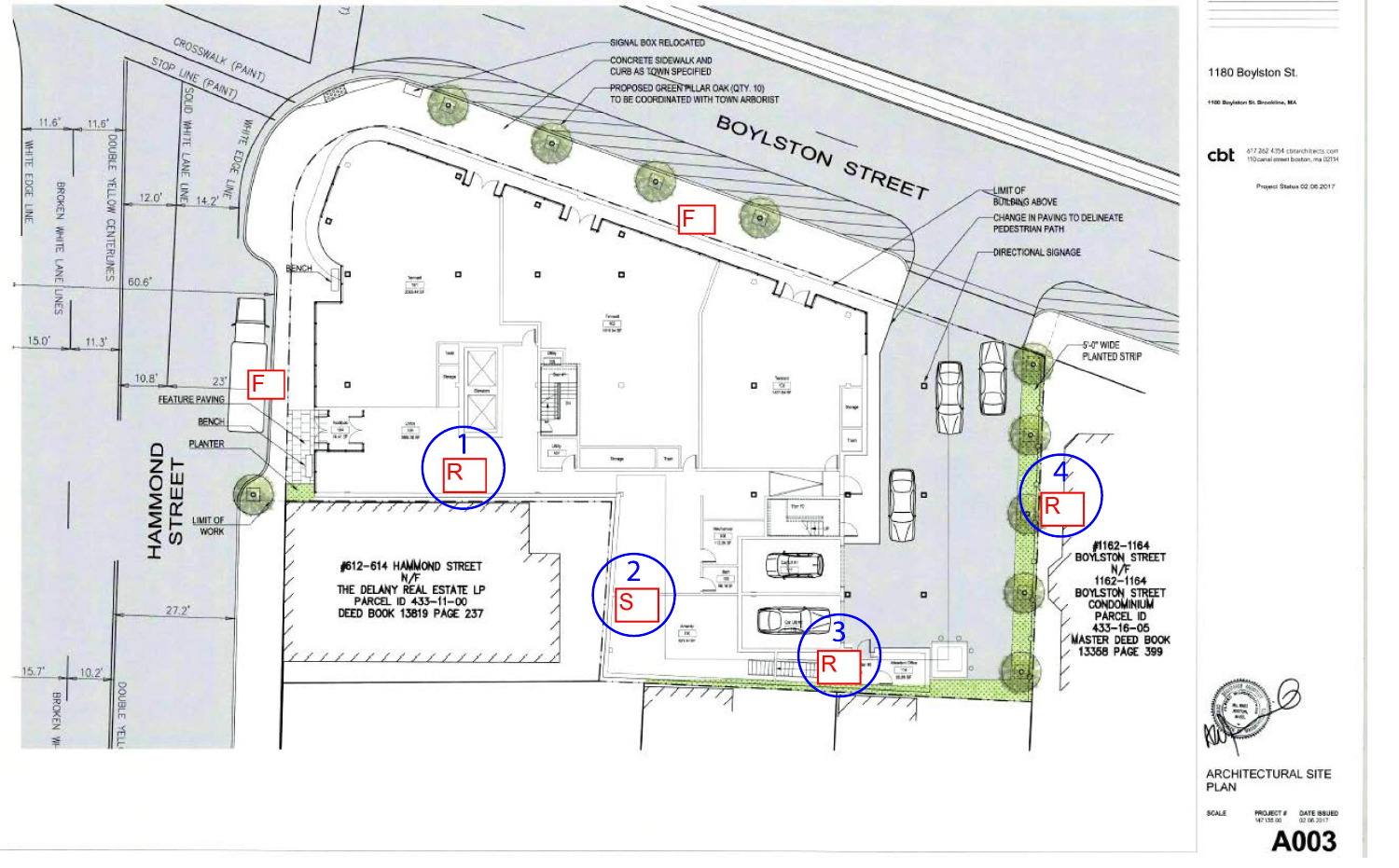1180 Boylston St.

1180 Boylston St. Brookline, MA

cbt

617 262 4354 cbtarchitects.com
110 canal street boston, ma 02114

Project Status 02.06.2017

BOYLSTON STREET

HAMMOND STREET

SIGNAL BOX RELOCATED

CONCRETE SIDEWALK AND CURB AS TOWN SPECIFIED

PROPOSED GREEN PILLAR OAK (QTY. 10) TO BE COORDINATED WITH TOWN ARBORIST

LIMIT OF BUILDING ABOVE

CHANGE IN PAVING TO DELINEATE PEDESTRIAN PATH

DIRECTIONAL SIGNAGE

5'-0" WIDE PLANTED STRIP

CROSSWALK (PAINT)

STOP LINE (PAINT)

SOLID WHITE LANE LINE

WHITE EDGE LINE

DOUBLE YELLOW CENTERLINES

BROKEN WHITE LANE LINES

FEATURE PAVING

BENCH

PLANTER

LIMIT OF WORK

11.6' 11.6' 12.0' 14.2' 60.6' 15.0' 11.3' 10.8' 23' 27.2' 15.7' 10.2'

#612-614 HAMMOND STREET
N/F
THE DELANY REAL ESTATE LP
PARCEL ID 433-11-00
DEED BOOK 13819 PAGE 237

#1162-1164 BOYLSTON STREET
N/F
1162-1164 BOYLSTON STREET CONDOMINIUM
PARCEL ID 433-16-05
MASTER DEED BOOK 13358 PAGE 399

F F

1 R

2 S

3 R

4 R

ARCHITECTURAL SITE PLAN

SCALE

PROJECT # 147135.00

DATE ISSUED 02.06.2017

A003